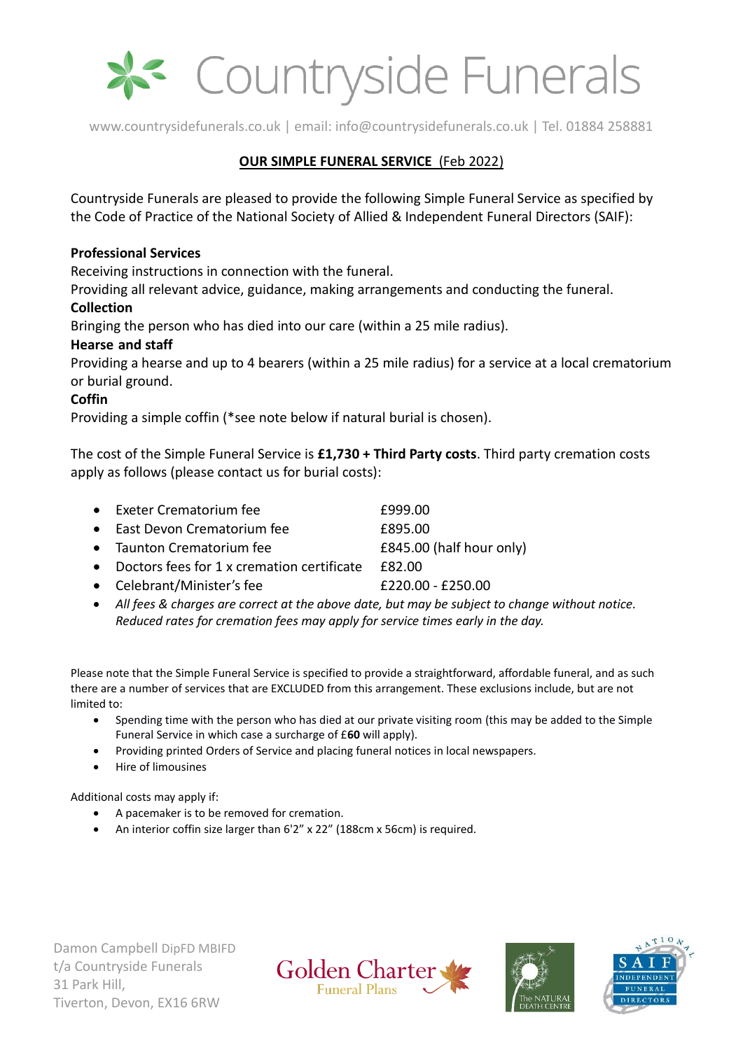# Countryside Funerals

www.countrysidefunerals.co.uk | email: info@countrysidefunerals.co.uk | Tel. 01884 258881

## OUR SIMPLE FUNERAL SERVICE (Feb 2022)

Countryside Funerals are pleased to provide the following Simple Funeral Service as specified by the Code of Practice of the National Society of Allied & Independent Funeral Directors (SAIF):

**Professional Services**
Receiving instructions in connection with the funeral.
Providing all relevant advice, guidance, making arrangements and conducting the funeral.
**Collection**
Bringing the person who has died into our care (within a 25 mile radius).
**Hearse and staff**
Providing a hearse and up to 4 bearers (within a 25 mile radius) for a service at a local crematorium or burial ground.
**Coffin**
Providing a simple coffin (*see note below if natural burial is chosen).

The cost of the Simple Funeral Service is **£1,730 + Third Party costs**. Third party cremation costs apply as follows (please contact us for burial costs):

- Exeter Crematorium fee £999.00
- East Devon Crematorium fee £895.00
- Taunton Crematorium fee £845.00 (half hour only)
- Doctors fees for 1 x cremation certificate £82.00
- Celebrant/Minister's fee £220.00 - £250.00
- *All fees & charges are correct at the above date, but may be subject to change without notice. Reduced rates for cremation fees may apply for service times early in the day.*

Please note that the Simple Funeral Service is specified to provide a straightforward, affordable funeral, and as such there are a number of services that are EXCLUDED from this arrangement. These exclusions include, but are not limited to:

- Spending time with the person who has died at our private visiting room (this may be added to the Simple Funeral Service in which case a surcharge of £**60** will apply).
- Providing printed Orders of Service and placing funeral notices in local newspapers.
- Hire of limousines

Additional costs may apply if:

- A pacemaker is to be removed for cremation.
- An interior coffin size larger than 6'2" x 22" (188cm x 56cm) is required.

Damon Campbell DipFD MBIFD
t/a Countryside Funerals
31 Park Hill,
Tiverton, Devon, EX16 6RW

Golden Charter Funeral Plans

The NATURAL DEATH CENTRE

NATIONAL SAIF INDEPENDENT FUNERAL DIRECTORS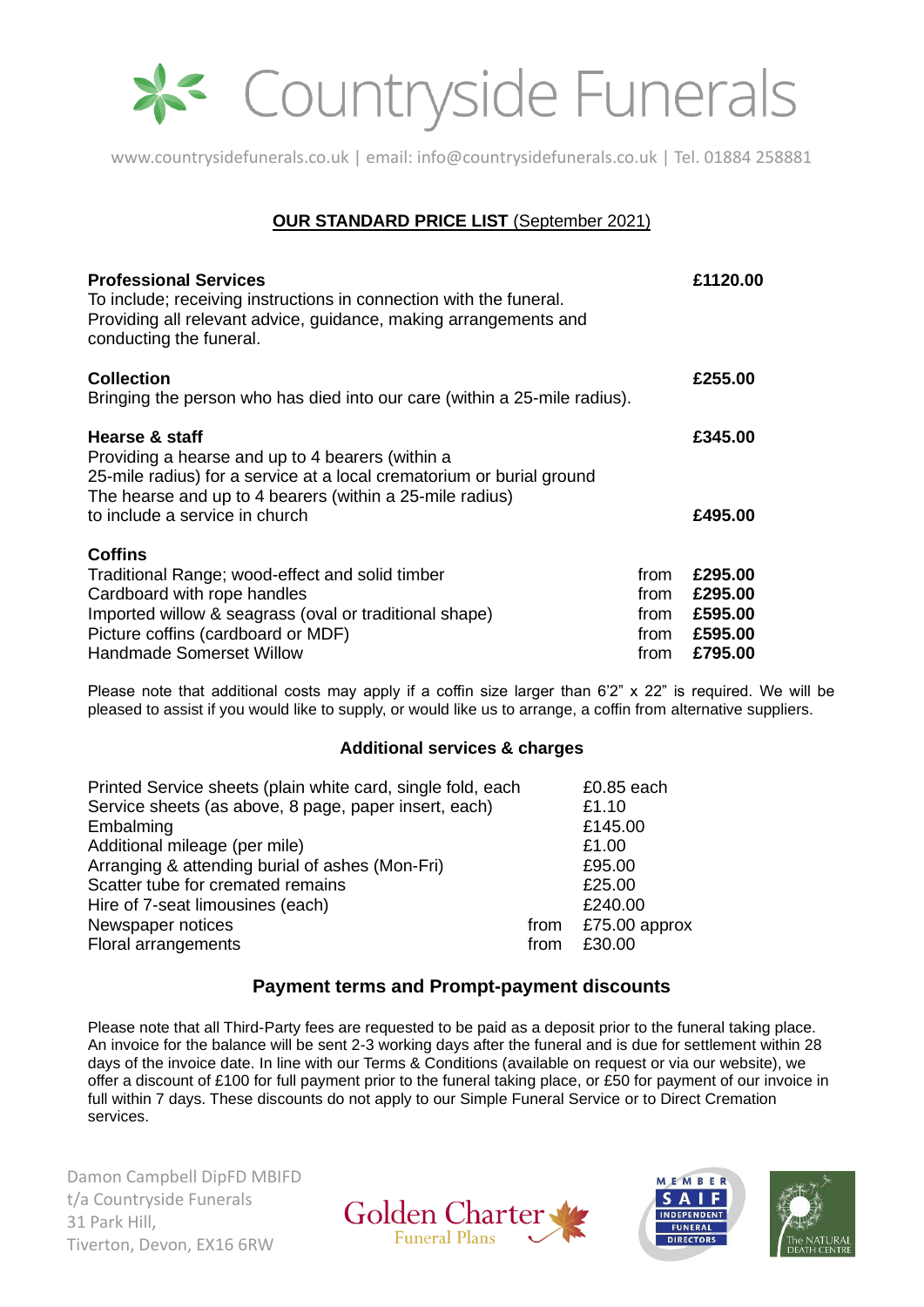# Countryside Funerals

www.countrysidefunerals.co.uk | email: info@countrysidefunerals.co.uk | Tel. 01884 258881

## **OUR STANDARD PRICE LIST** (September 2021)

| | | |
|---|---|---|
| **Professional Services**<br>To include; receiving instructions in connection with the funeral. Providing all relevant advice, guidance, making arrangements and conducting the funeral. | | **£1120.00** |
| **Collection**<br>Bringing the person who has died into our care (within a 25-mile radius). | | **£255.00** |
| **Hearse & staff**<br>Providing a hearse and up to 4 bearers (within a 25-mile radius) for a service at a local crematorium or burial ground | | **£345.00** |
| The hearse and up to 4 bearers (within a 25-mile radius) to include a service in church | | **£495.00** |
| **Coffins** | | |
| Traditional Range; wood-effect and solid timber | from | **£295.00** |
| Cardboard with rope handles | from | **£295.00** |
| Imported willow & seagrass (oval or traditional shape) | from | **£595.00** |
| Picture coffins (cardboard or MDF) | from | **£595.00** |
| Handmade Somerset Willow | from | **£795.00** |

Please note that additional costs may apply if a coffin size larger than 6'2" x 22" is required. We will be pleased to assist if you would like to supply, or would like us to arrange, a coffin from alternative suppliers.

### Additional services & charges

| | | |
|---|---|---|
| Printed Service sheets (plain white card, single fold, each | | £0.85 each |
| Service sheets (as above, 8 page, paper insert, each) | | £1.10 |
| Embalming | | £145.00 |
| Additional mileage (per mile) | | £1.00 |
| Arranging & attending burial of ashes (Mon-Fri) | | £95.00 |
| Scatter tube for cremated remains | | £25.00 |
| Hire of 7-seat limousines (each) | | £240.00 |
| Newspaper notices | from | £75.00 approx |
| Floral arrangements | from | £30.00 |

### Payment terms and Prompt-payment discounts

Please note that all Third-Party fees are requested to be paid as a deposit prior to the funeral taking place. An invoice for the balance will be sent 2-3 working days after the funeral and is due for settlement within 28 days of the invoice date. In line with our Terms & Conditions (available on request or via our website), we offer a discount of £100 for full payment prior to the funeral taking place, or £50 for payment of our invoice in full within 7 days. These discounts do not apply to our Simple Funeral Service or to Direct Cremation services.

Damon Campbell DipFD MBIFD
t/a Countryside Funerals
31 Park Hill,
Tiverton, Devon, EX16 6RW

Golden Charter Funeral Plans

MEMBER SAIF INDEPENDENT FUNERAL DIRECTORS

The NATURAL DEATH CENTRE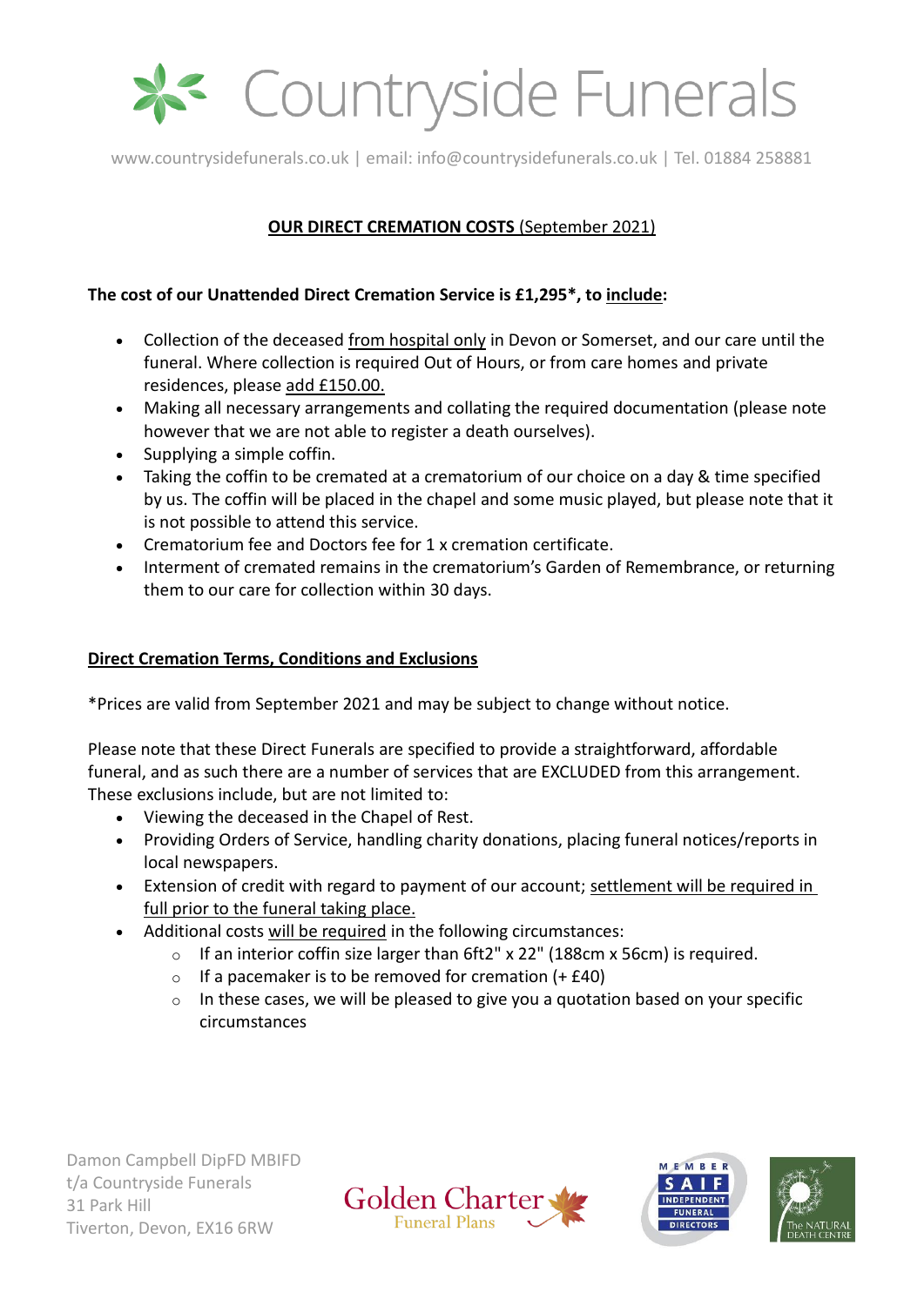# Countryside Funerals

www.countrysidefunerals.co.uk | email: info@countrysidefunerals.co.uk | Tel. 01884 258881

## OUR DIRECT CREMATION COSTS (September 2021)

**The cost of our Unattended Direct Cremation Service is £1,295*, to include:**

- Collection of the deceased from hospital only in Devon or Somerset, and our care until the funeral. Where collection is required Out of Hours, or from care homes and private residences, please add £150.00.
- Making all necessary arrangements and collating the required documentation (please note however that we are not able to register a death ourselves).
- Supplying a simple coffin.
- Taking the coffin to be cremated at a crematorium of our choice on a day & time specified by us. The coffin will be placed in the chapel and some music played, but please note that it is not possible to attend this service.
- Crematorium fee and Doctors fee for 1 x cremation certificate.
- Interment of cremated remains in the crematorium's Garden of Remembrance, or returning them to our care for collection within 30 days.

### Direct Cremation Terms, Conditions and Exclusions

*Prices are valid from September 2021 and may be subject to change without notice.

Please note that these Direct Funerals are specified to provide a straightforward, affordable funeral, and as such there are a number of services that are EXCLUDED from this arrangement. These exclusions include, but are not limited to:

- Viewing the deceased in the Chapel of Rest.
- Providing Orders of Service, handling charity donations, placing funeral notices/reports in local newspapers.
- Extension of credit with regard to payment of our account; settlement will be required in full prior to the funeral taking place.
- Additional costs will be required in the following circumstances:
  - If an interior coffin size larger than 6ft2" x 22" (188cm x 56cm) is required.
  - If a pacemaker is to be removed for cremation (+ £40)
  - In these cases, we will be pleased to give you a quotation based on your specific circumstances

Damon Campbell DipFD MBIFD
t/a Countryside Funerals
31 Park Hill
Tiverton, Devon, EX16 6RW

Golden Charter Funeral Plans

Member SAIF Independent Funeral Directors

The Natural Death Centre